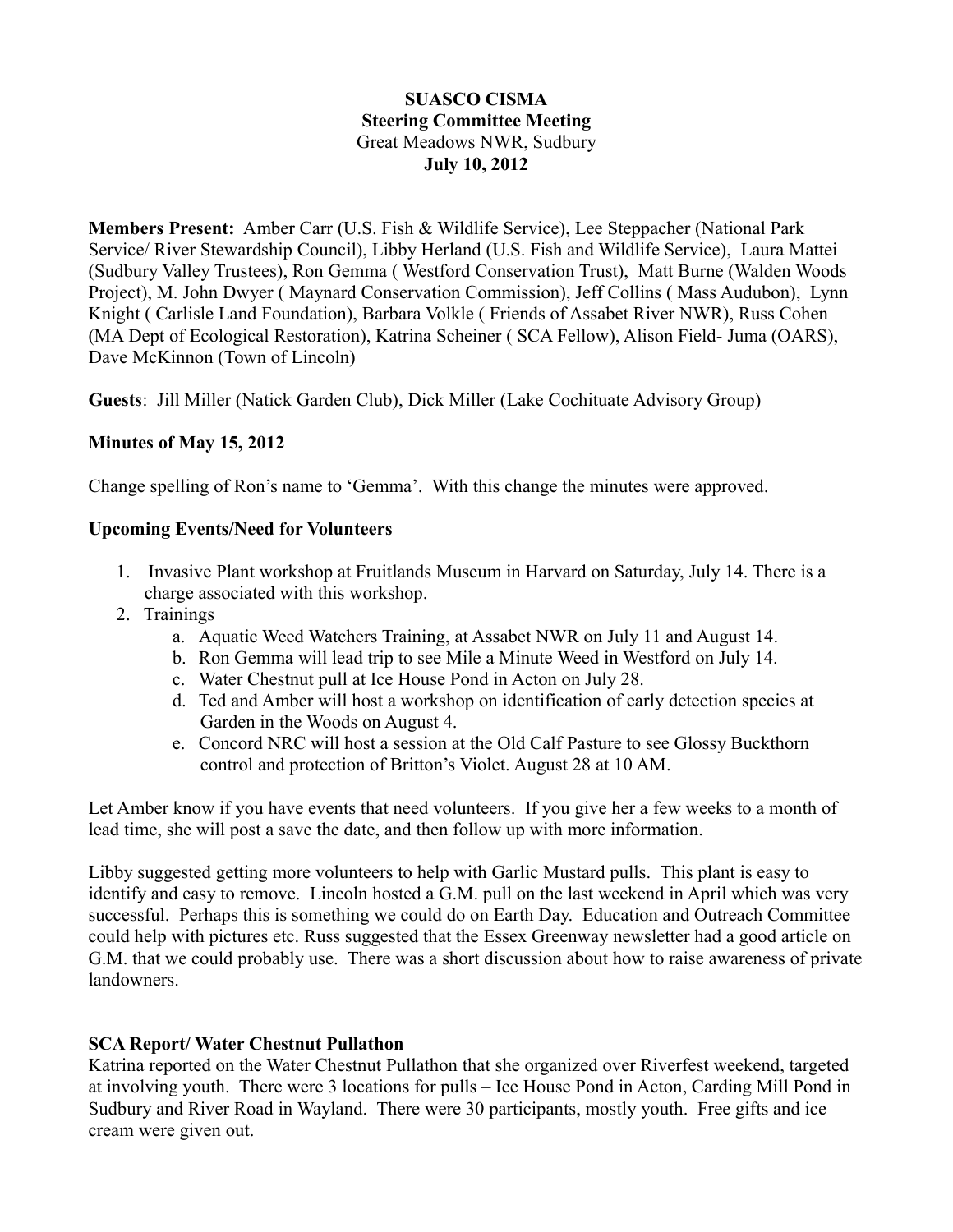**SUASCO CISMA**
**Steering Committee Meeting**
Great Meadows NWR, Sudbury
**July 10, 2012**

**Members Present:** Amber Carr (U.S. Fish & Wildlife Service), Lee Steppacher (National Park Service/ River Stewardship Council), Libby Herland (U.S. Fish and Wildlife Service), Laura Mattei (Sudbury Valley Trustees), Ron Gemma ( Westford Conservation Trust), Matt Burne (Walden Woods Project), M. John Dwyer ( Maynard Conservation Commission), Jeff Collins ( Mass Audubon), Lynn Knight ( Carlisle Land Foundation), Barbara Volkle ( Friends of Assabet River NWR), Russ Cohen (MA Dept of Ecological Restoration), Katrina Scheiner ( SCA Fellow), Alison Field- Juma (OARS), Dave McKinnon (Town of Lincoln)

**Guests**: Jill Miller (Natick Garden Club), Dick Miller (Lake Cochituate Advisory Group)

**Minutes of May 15, 2012**

Change spelling of Ron's name to 'Gemma'. With this change the minutes were approved.

**Upcoming Events/Need for Volunteers**

1. Invasive Plant workshop at Fruitlands Museum in Harvard on Saturday, July 14. There is a charge associated with this workshop.
2. Trainings
   a. Aquatic Weed Watchers Training, at Assabet NWR on July 11 and August 14.
   b. Ron Gemma will lead trip to see Mile a Minute Weed in Westford on July 14.
   c. Water Chestnut pull at Ice House Pond in Acton on July 28.
   d. Ted and Amber will host a workshop on identification of early detection species at Garden in the Woods on August 4.
   e. Concord NRC will host a session at the Old Calf Pasture to see Glossy Buckthorn control and protection of Britton's Violet. August 28 at 10 AM.

Let Amber know if you have events that need volunteers. If you give her a few weeks to a month of lead time, she will post a save the date, and then follow up with more information.

Libby suggested getting more volunteers to help with Garlic Mustard pulls. This plant is easy to identify and easy to remove. Lincoln hosted a G.M. pull on the last weekend in April which was very successful. Perhaps this is something we could do on Earth Day. Education and Outreach Committee could help with pictures etc. Russ suggested that the Essex Greenway newsletter had a good article on G.M. that we could probably use. There was a short discussion about how to raise awareness of private landowners.

**SCA Report/ Water Chestnut Pullathon**

Katrina reported on the Water Chestnut Pullathon that she organized over Riverfest weekend, targeted at involving youth. There were 3 locations for pulls – Ice House Pond in Acton, Carding Mill Pond in Sudbury and River Road in Wayland. There were 30 participants, mostly youth. Free gifts and ice cream were given out.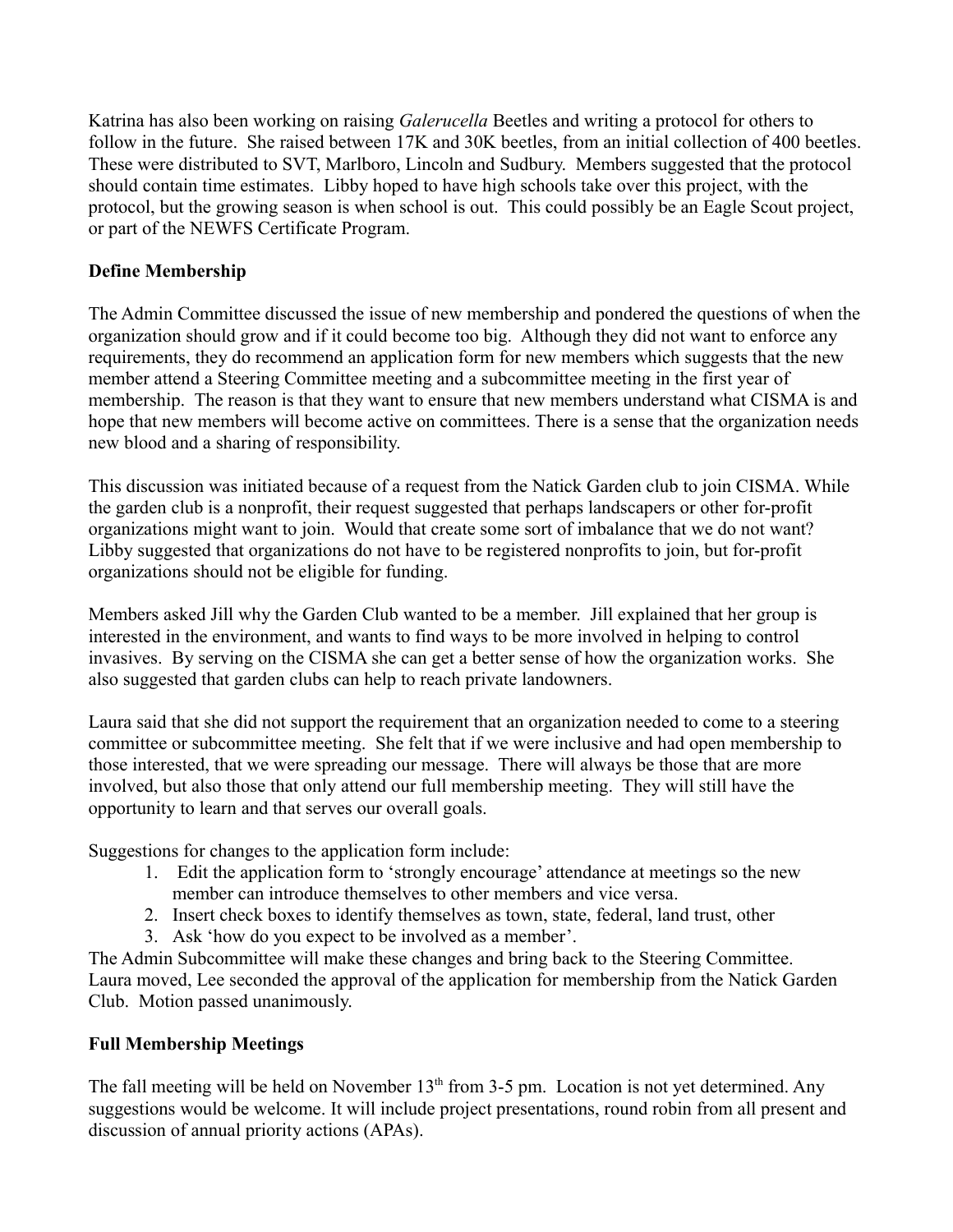Katrina has also been working on raising *Galerucella* Beetles and writing a protocol for others to follow in the future. She raised between 17K and 30K beetles, from an initial collection of 400 beetles. These were distributed to SVT, Marlboro, Lincoln and Sudbury. Members suggested that the protocol should contain time estimates. Libby hoped to have high schools take over this project, with the protocol, but the growing season is when school is out. This could possibly be an Eagle Scout project, or part of the NEWFS Certificate Program.

**Define Membership**

The Admin Committee discussed the issue of new membership and pondered the questions of when the organization should grow and if it could become too big. Although they did not want to enforce any requirements, they do recommend an application form for new members which suggests that the new member attend a Steering Committee meeting and a subcommittee meeting in the first year of membership. The reason is that they want to ensure that new members understand what CISMA is and hope that new members will become active on committees. There is a sense that the organization needs new blood and a sharing of responsibility.

This discussion was initiated because of a request from the Natick Garden club to join CISMA. While the garden club is a nonprofit, their request suggested that perhaps landscapers or other for-profit organizations might want to join. Would that create some sort of imbalance that we do not want? Libby suggested that organizations do not have to be registered nonprofits to join, but for-profit organizations should not be eligible for funding.

Members asked Jill why the Garden Club wanted to be a member. Jill explained that her group is interested in the environment, and wants to find ways to be more involved in helping to control invasives. By serving on the CISMA she can get a better sense of how the organization works. She also suggested that garden clubs can help to reach private landowners.

Laura said that she did not support the requirement that an organization needed to come to a steering committee or subcommittee meeting. She felt that if we were inclusive and had open membership to those interested, that we were spreading our message. There will always be those that are more involved, but also those that only attend our full membership meeting. They will still have the opportunity to learn and that serves our overall goals.

Suggestions for changes to the application form include:

1. Edit the application form to 'strongly encourage' attendance at meetings so the new member can introduce themselves to other members and vice versa.
2. Insert check boxes to identify themselves as town, state, federal, land trust, other
3. Ask 'how do you expect to be involved as a member'.

The Admin Subcommittee will make these changes and bring back to the Steering Committee. Laura moved, Lee seconded the approval of the application for membership from the Natick Garden Club. Motion passed unanimously.

**Full Membership Meetings**

The fall meeting will be held on November 13th from 3-5 pm. Location is not yet determined. Any suggestions would be welcome. It will include project presentations, round robin from all present and discussion of annual priority actions (APAs).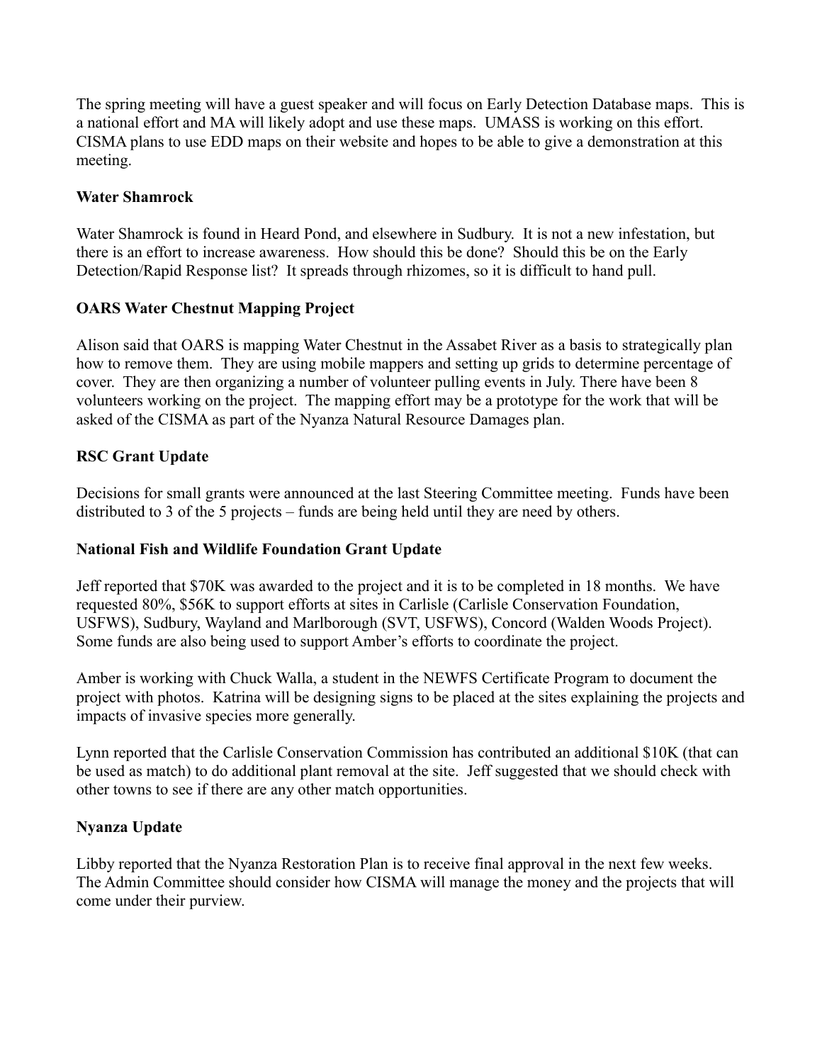The spring meeting will have a guest speaker and will focus on Early Detection Database maps. This is a national effort and MA will likely adopt and use these maps. UMASS is working on this effort. CISMA plans to use EDD maps on their website and hopes to be able to give a demonstration at this meeting.

**Water Shamrock**

Water Shamrock is found in Heard Pond, and elsewhere in Sudbury. It is not a new infestation, but there is an effort to increase awareness. How should this be done? Should this be on the Early Detection/Rapid Response list? It spreads through rhizomes, so it is difficult to hand pull.

**OARS Water Chestnut Mapping Project**

Alison said that OARS is mapping Water Chestnut in the Assabet River as a basis to strategically plan how to remove them. They are using mobile mappers and setting up grids to determine percentage of cover. They are then organizing a number of volunteer pulling events in July. There have been 8 volunteers working on the project. The mapping effort may be a prototype for the work that will be asked of the CISMA as part of the Nyanza Natural Resource Damages plan.

**RSC Grant Update**

Decisions for small grants were announced at the last Steering Committee meeting. Funds have been distributed to 3 of the 5 projects – funds are being held until they are need by others.

**National Fish and Wildlife Foundation Grant Update**

Jeff reported that $70K was awarded to the project and it is to be completed in 18 months. We have requested 80%, $56K to support efforts at sites in Carlisle (Carlisle Conservation Foundation, USFWS), Sudbury, Wayland and Marlborough (SVT, USFWS), Concord (Walden Woods Project). Some funds are also being used to support Amber's efforts to coordinate the project.

Amber is working with Chuck Walla, a student in the NEWFS Certificate Program to document the project with photos. Katrina will be designing signs to be placed at the sites explaining the projects and impacts of invasive species more generally.

Lynn reported that the Carlisle Conservation Commission has contributed an additional $10K (that can be used as match) to do additional plant removal at the site. Jeff suggested that we should check with other towns to see if there are any other match opportunities.

**Nyanza Update**

Libby reported that the Nyanza Restoration Plan is to receive final approval in the next few weeks. The Admin Committee should consider how CISMA will manage the money and the projects that will come under their purview.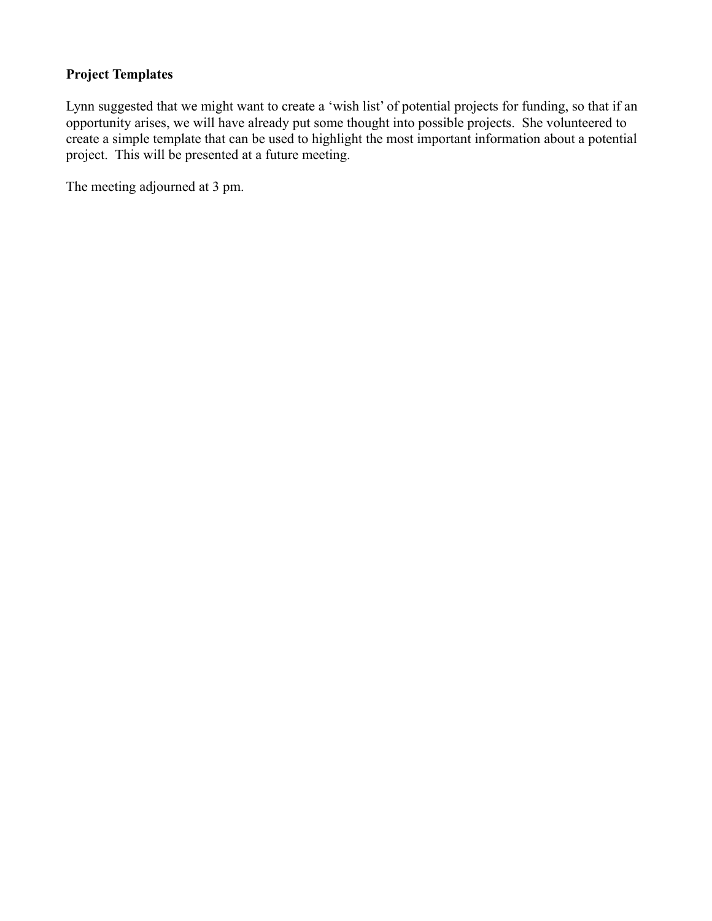**Project Templates**

Lynn suggested that we might want to create a 'wish list' of potential projects for funding, so that if an opportunity arises, we will have already put some thought into possible projects. She volunteered to create a simple template that can be used to highlight the most important information about a potential project. This will be presented at a future meeting.

The meeting adjourned at 3 pm.